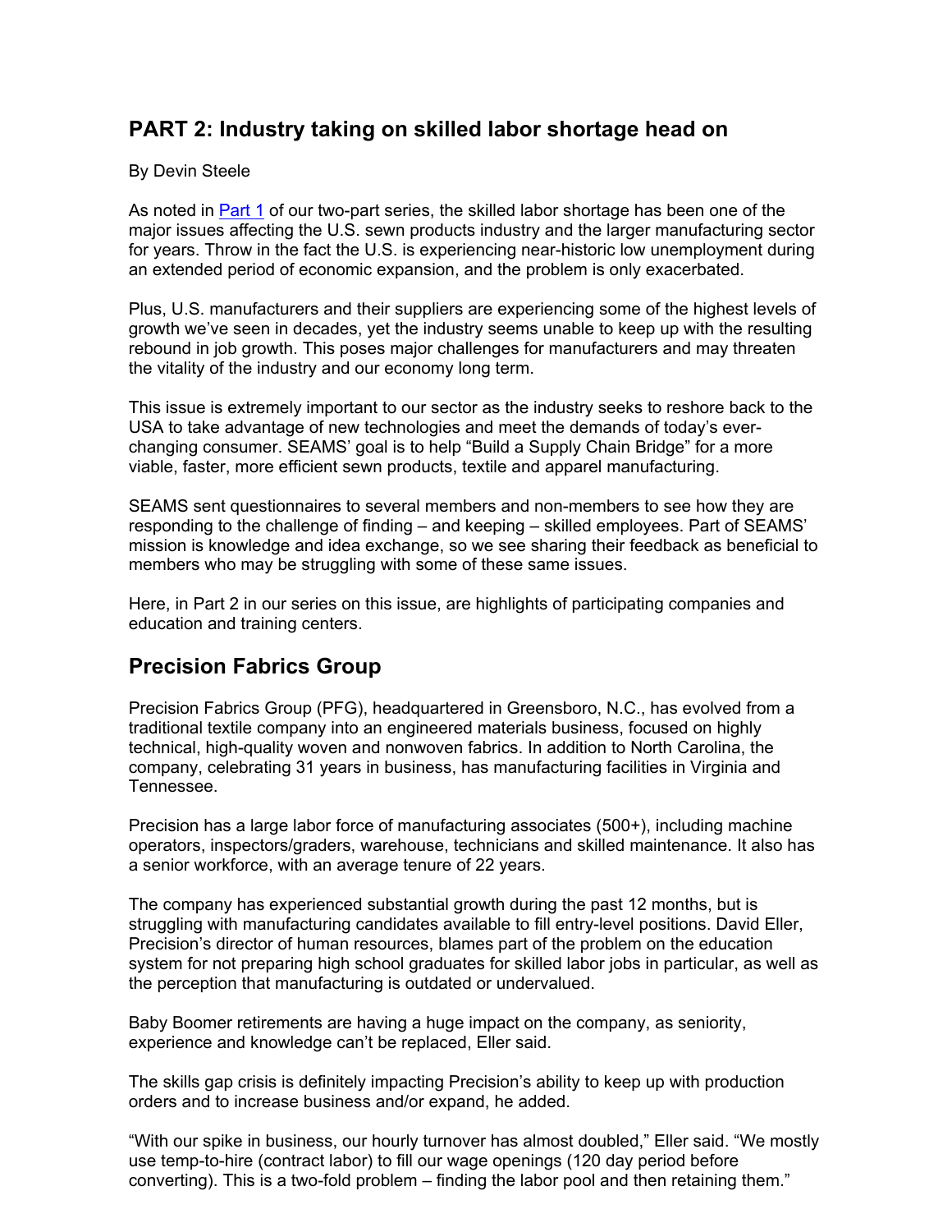## PART 2: Industry taking on skilled labor shortage head on

By Devin Steele

As noted in [Part 1](#) of our two-part series, the skilled labor shortage has been one of the major issues affecting the U.S. sewn products industry and the larger manufacturing sector for years. Throw in the fact the U.S. is experiencing near-historic low unemployment during an extended period of economic expansion, and the problem is only exacerbated.

Plus, U.S. manufacturers and their suppliers are experiencing some of the highest levels of growth we've seen in decades, yet the industry seems unable to keep up with the resulting rebound in job growth. This poses major challenges for manufacturers and may threaten the vitality of the industry and our economy long term.

This issue is extremely important to our sector as the industry seeks to reshore back to the USA to take advantage of new technologies and meet the demands of today's ever-changing consumer. SEAMS' goal is to help "Build a Supply Chain Bridge" for a more viable, faster, more efficient sewn products, textile and apparel manufacturing.

SEAMS sent questionnaires to several members and non-members to see how they are responding to the challenge of finding – and keeping – skilled employees. Part of SEAMS' mission is knowledge and idea exchange, so we see sharing their feedback as beneficial to members who may be struggling with some of these same issues.

Here, in Part 2 in our series on this issue, are highlights of participating companies and education and training centers.

## Precision Fabrics Group

Precision Fabrics Group (PFG), headquartered in Greensboro, N.C., has evolved from a traditional textile company into an engineered materials business, focused on highly technical, high-quality woven and nonwoven fabrics. In addition to North Carolina, the company, celebrating 31 years in business, has manufacturing facilities in Virginia and Tennessee.

Precision has a large labor force of manufacturing associates (500+), including machine operators, inspectors/graders, warehouse, technicians and skilled maintenance. It also has a senior workforce, with an average tenure of 22 years.

The company has experienced substantial growth during the past 12 months, but is struggling with manufacturing candidates available to fill entry-level positions. David Eller, Precision's director of human resources, blames part of the problem on the education system for not preparing high school graduates for skilled labor jobs in particular, as well as the perception that manufacturing is outdated or undervalued.

Baby Boomer retirements are having a huge impact on the company, as seniority, experience and knowledge can't be replaced, Eller said.

The skills gap crisis is definitely impacting Precision's ability to keep up with production orders and to increase business and/or expand, he added.

"With our spike in business, our hourly turnover has almost doubled," Eller said. "We mostly use temp-to-hire (contract labor) to fill our wage openings (120 day period before converting). This is a two-fold problem – finding the labor pool and then retaining them."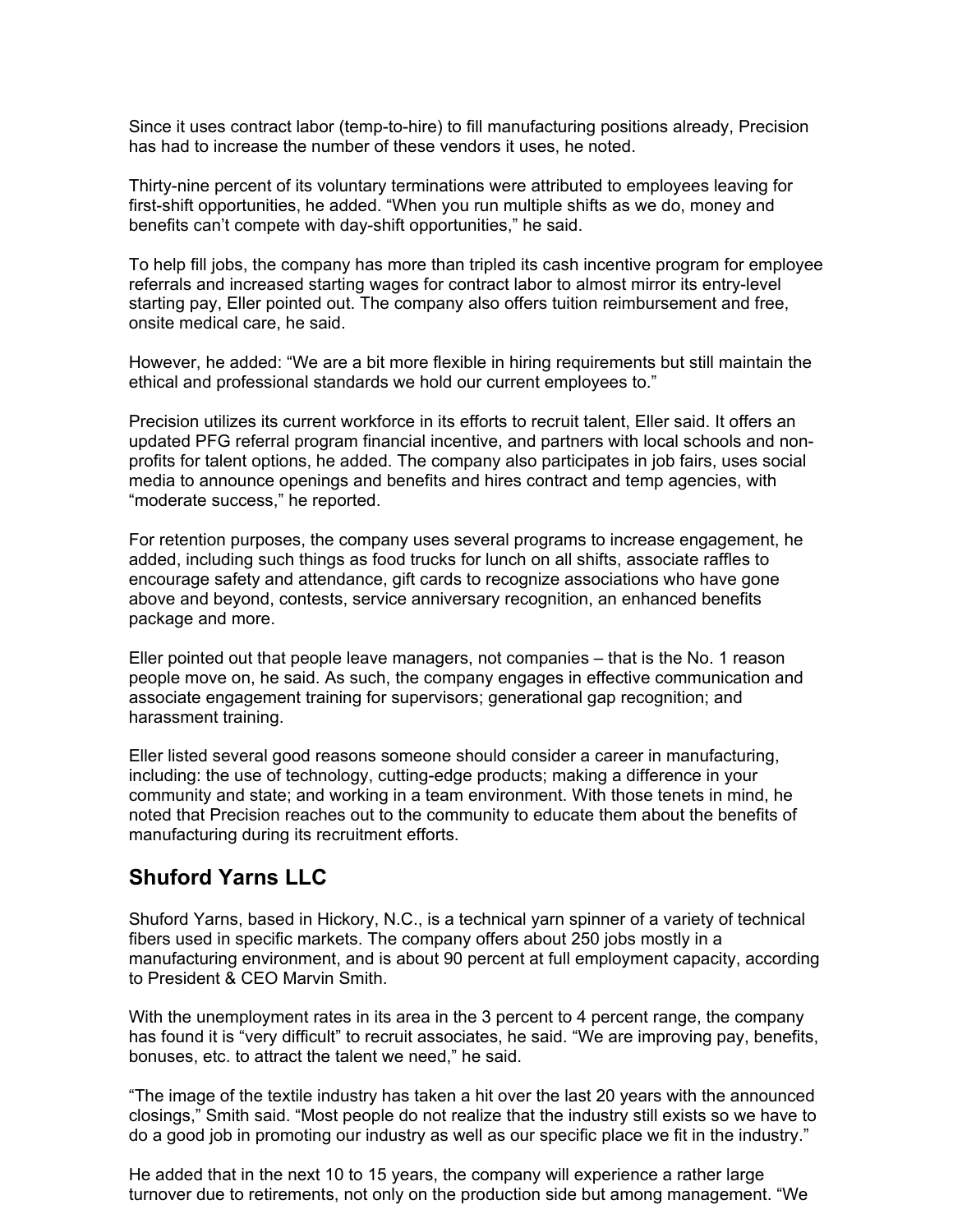Since it uses contract labor (temp-to-hire) to fill manufacturing positions already, Precision has had to increase the number of these vendors it uses, he noted.

Thirty-nine percent of its voluntary terminations were attributed to employees leaving for first-shift opportunities, he added. "When you run multiple shifts as we do, money and benefits can't compete with day-shift opportunities," he said.

To help fill jobs, the company has more than tripled its cash incentive program for employee referrals and increased starting wages for contract labor to almost mirror its entry-level starting pay, Eller pointed out. The company also offers tuition reimbursement and free, onsite medical care, he said.

However, he added: "We are a bit more flexible in hiring requirements but still maintain the ethical and professional standards we hold our current employees to."

Precision utilizes its current workforce in its efforts to recruit talent, Eller said. It offers an updated PFG referral program financial incentive, and partners with local schools and non-profits for talent options, he added. The company also participates in job fairs, uses social media to announce openings and benefits and hires contract and temp agencies, with "moderate success," he reported.

For retention purposes, the company uses several programs to increase engagement, he added, including such things as food trucks for lunch on all shifts, associate raffles to encourage safety and attendance, gift cards to recognize associations who have gone above and beyond, contests, service anniversary recognition, an enhanced benefits package and more.

Eller pointed out that people leave managers, not companies – that is the No. 1 reason people move on, he said. As such, the company engages in effective communication and associate engagement training for supervisors; generational gap recognition; and harassment training.

Eller listed several good reasons someone should consider a career in manufacturing, including: the use of technology, cutting-edge products; making a difference in your community and state; and working in a team environment. With those tenets in mind, he noted that Precision reaches out to the community to educate them about the benefits of manufacturing during its recruitment efforts.

## Shuford Yarns LLC

Shuford Yarns, based in Hickory, N.C., is a technical yarn spinner of a variety of technical fibers used in specific markets. The company offers about 250 jobs mostly in a manufacturing environment, and is about 90 percent at full employment capacity, according to President & CEO Marvin Smith.

With the unemployment rates in its area in the 3 percent to 4 percent range, the company has found it is "very difficult" to recruit associates, he said. "We are improving pay, benefits, bonuses, etc. to attract the talent we need," he said.

"The image of the textile industry has taken a hit over the last 20 years with the announced closings," Smith said. "Most people do not realize that the industry still exists so we have to do a good job in promoting our industry as well as our specific place we fit in the industry."

He added that in the next 10 to 15 years, the company will experience a rather large turnover due to retirements, not only on the production side but among management. "We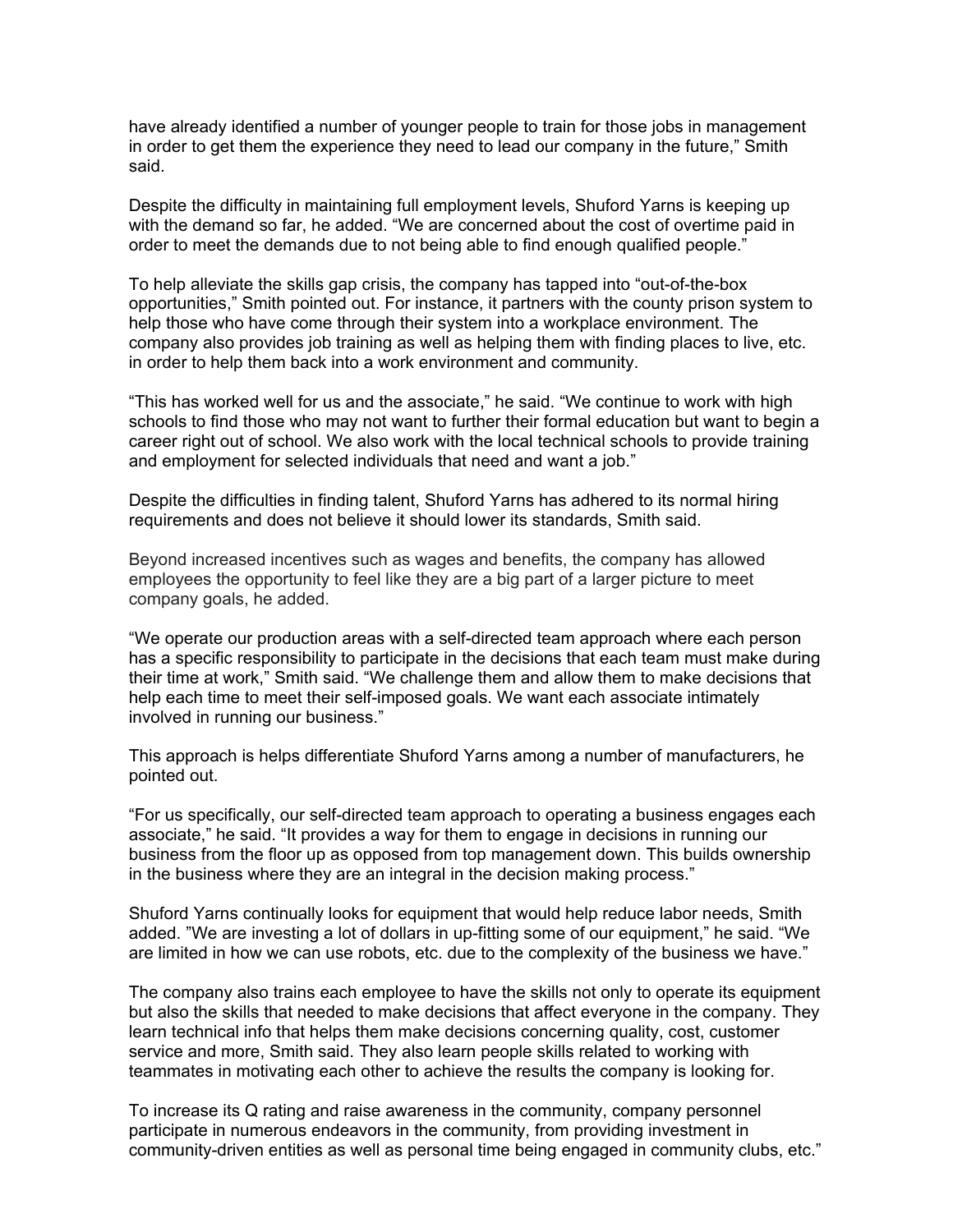have already identified a number of younger people to train for those jobs in management in order to get them the experience they need to lead our company in the future," Smith said.

Despite the difficulty in maintaining full employment levels, Shuford Yarns is keeping up with the demand so far, he added. "We are concerned about the cost of overtime paid in order to meet the demands due to not being able to find enough qualified people."

To help alleviate the skills gap crisis, the company has tapped into "out-of-the-box opportunities," Smith pointed out. For instance, it partners with the county prison system to help those who have come through their system into a workplace environment. The company also provides job training as well as helping them with finding places to live, etc. in order to help them back into a work environment and community.

"This has worked well for us and the associate," he said. "We continue to work with high schools to find those who may not want to further their formal education but want to begin a career right out of school. We also work with the local technical schools to provide training and employment for selected individuals that need and want a job."

Despite the difficulties in finding talent, Shuford Yarns has adhered to its normal hiring requirements and does not believe it should lower its standards, Smith said.

Beyond increased incentives such as wages and benefits, the company has allowed employees the opportunity to feel like they are a big part of a larger picture to meet company goals, he added.

"We operate our production areas with a self-directed team approach where each person has a specific responsibility to participate in the decisions that each team must make during their time at work," Smith said. "We challenge them and allow them to make decisions that help each time to meet their self-imposed goals. We want each associate intimately involved in running our business."

This approach is helps differentiate Shuford Yarns among a number of manufacturers, he pointed out.

"For us specifically, our self-directed team approach to operating a business engages each associate," he said. "It provides a way for them to engage in decisions in running our business from the floor up as opposed from top management down. This builds ownership in the business where they are an integral in the decision making process."

Shuford Yarns continually looks for equipment that would help reduce labor needs, Smith added. "We are investing a lot of dollars in up-fitting some of our equipment," he said. "We are limited in how we can use robots, etc. due to the complexity of the business we have."

The company also trains each employee to have the skills not only to operate its equipment but also the skills that needed to make decisions that affect everyone in the company. They learn technical info that helps them make decisions concerning quality, cost, customer service and more, Smith said. They also learn people skills related to working with teammates in motivating each other to achieve the results the company is looking for.

To increase its Q rating and raise awareness in the community, company personnel participate in numerous endeavors in the community, from providing investment in community-driven entities as well as personal time being engaged in community clubs, etc."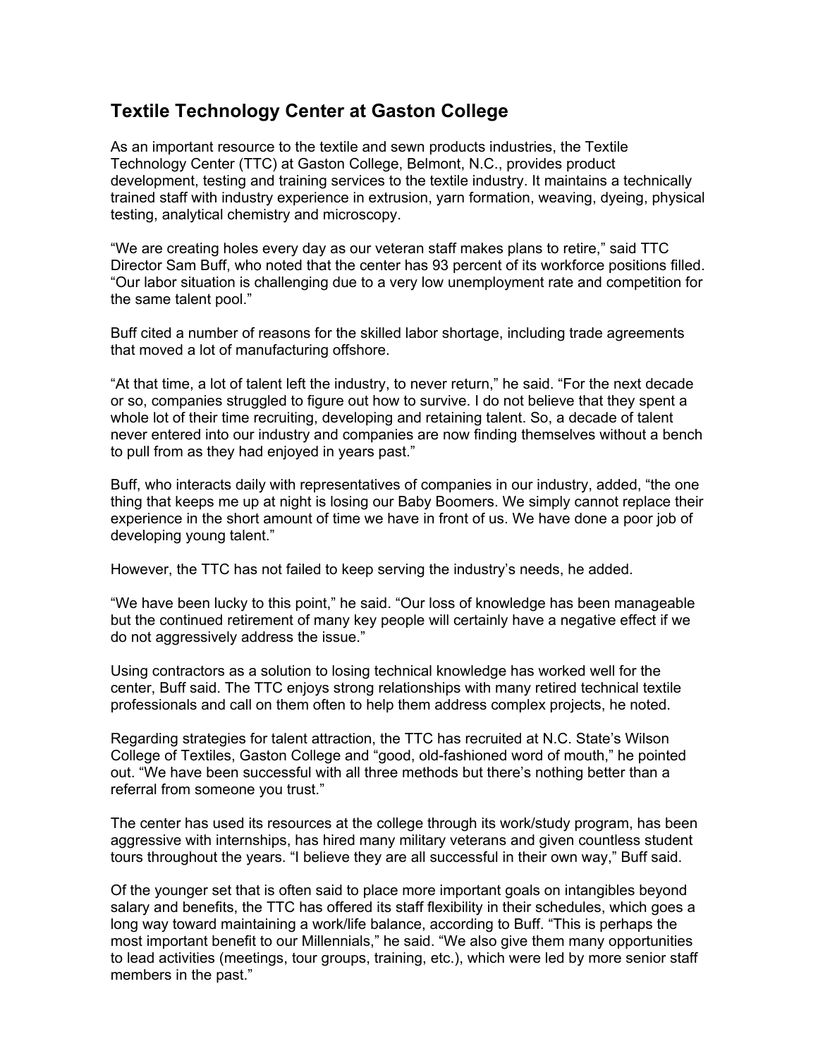## Textile Technology Center at Gaston College

As an important resource to the textile and sewn products industries, the Textile Technology Center (TTC) at Gaston College, Belmont, N.C., provides product development, testing and training services to the textile industry. It maintains a technically trained staff with industry experience in extrusion, yarn formation, weaving, dyeing, physical testing, analytical chemistry and microscopy.

"We are creating holes every day as our veteran staff makes plans to retire," said TTC Director Sam Buff, who noted that the center has 93 percent of its workforce positions filled. "Our labor situation is challenging due to a very low unemployment rate and competition for the same talent pool."

Buff cited a number of reasons for the skilled labor shortage, including trade agreements that moved a lot of manufacturing offshore.

"At that time, a lot of talent left the industry, to never return," he said. "For the next decade or so, companies struggled to figure out how to survive. I do not believe that they spent a whole lot of their time recruiting, developing and retaining talent. So, a decade of talent never entered into our industry and companies are now finding themselves without a bench to pull from as they had enjoyed in years past."

Buff, who interacts daily with representatives of companies in our industry, added, "the one thing that keeps me up at night is losing our Baby Boomers. We simply cannot replace their experience in the short amount of time we have in front of us. We have done a poor job of developing young talent."

However, the TTC has not failed to keep serving the industry's needs, he added.

"We have been lucky to this point," he said. "Our loss of knowledge has been manageable but the continued retirement of many key people will certainly have a negative effect if we do not aggressively address the issue."

Using contractors as a solution to losing technical knowledge has worked well for the center, Buff said. The TTC enjoys strong relationships with many retired technical textile professionals and call on them often to help them address complex projects, he noted.

Regarding strategies for talent attraction, the TTC has recruited at N.C. State's Wilson College of Textiles, Gaston College and "good, old-fashioned word of mouth," he pointed out. "We have been successful with all three methods but there's nothing better than a referral from someone you trust."

The center has used its resources at the college through its work/study program, has been aggressive with internships, has hired many military veterans and given countless student tours throughout the years. "I believe they are all successful in their own way," Buff said.

Of the younger set that is often said to place more important goals on intangibles beyond salary and benefits, the TTC has offered its staff flexibility in their schedules, which goes a long way toward maintaining a work/life balance, according to Buff. "This is perhaps the most important benefit to our Millennials," he said. "We also give them many opportunities to lead activities (meetings, tour groups, training, etc.), which were led by more senior staff members in the past."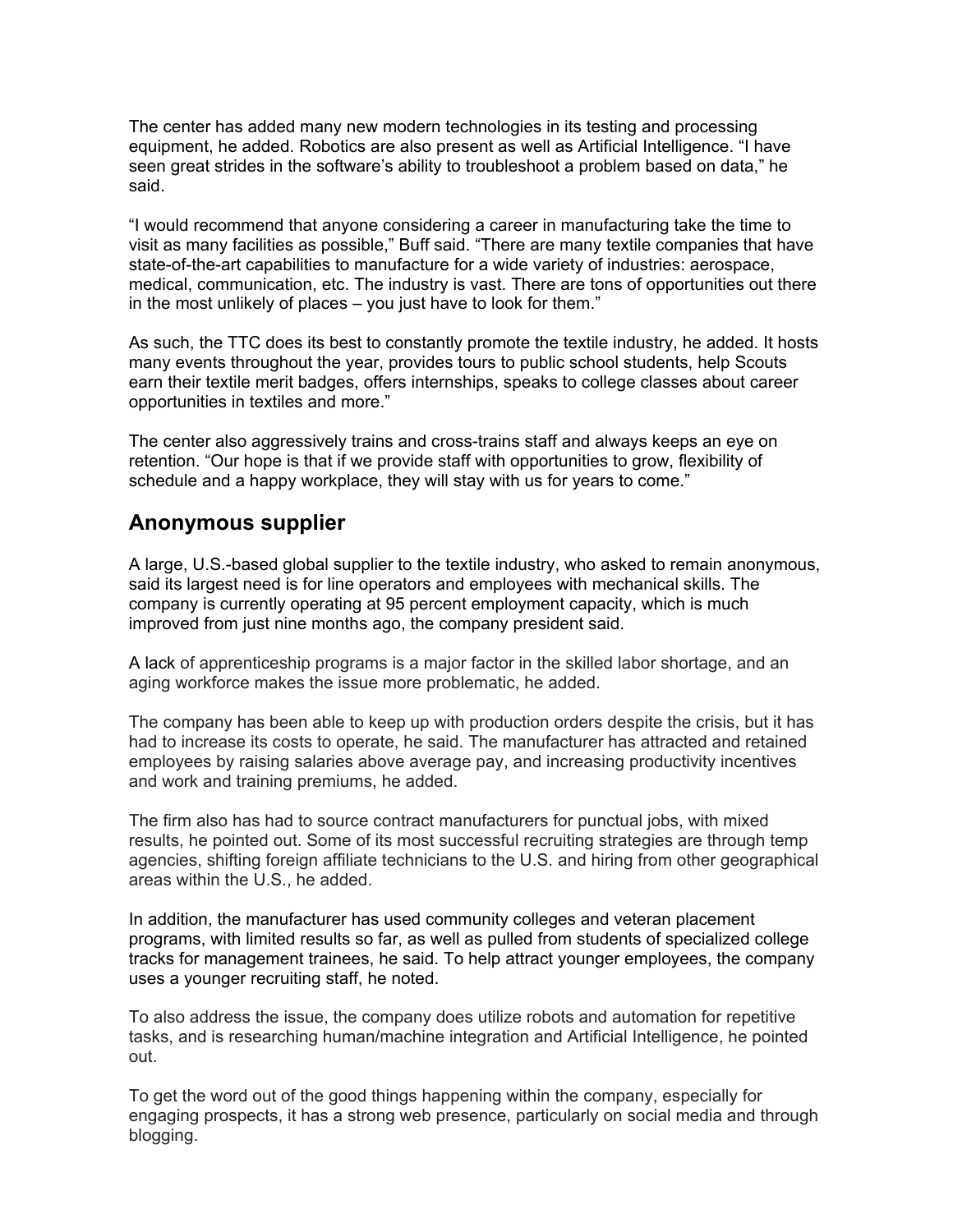The center has added many new modern technologies in its testing and processing equipment, he added. Robotics are also present as well as Artificial Intelligence. "I have seen great strides in the software's ability to troubleshoot a problem based on data," he said.

"I would recommend that anyone considering a career in manufacturing take the time to visit as many facilities as possible," Buff said. "There are many textile companies that have state-of-the-art capabilities to manufacture for a wide variety of industries: aerospace, medical, communication, etc. The industry is vast. There are tons of opportunities out there in the most unlikely of places – you just have to look for them."

As such, the TTC does its best to constantly promote the textile industry, he added. It hosts many events throughout the year, provides tours to public school students, help Scouts earn their textile merit badges, offers internships, speaks to college classes about career opportunities in textiles and more."

The center also aggressively trains and cross-trains staff and always keeps an eye on retention. "Our hope is that if we provide staff with opportunities to grow, flexibility of schedule and a happy workplace, they will stay with us for years to come."

## Anonymous supplier

A large, U.S.-based global supplier to the textile industry, who asked to remain anonymous, said its largest need is for line operators and employees with mechanical skills. The company is currently operating at 95 percent employment capacity, which is much improved from just nine months ago, the company president said.

A lack of apprenticeship programs is a major factor in the skilled labor shortage, and an aging workforce makes the issue more problematic, he added.

The company has been able to keep up with production orders despite the crisis, but it has had to increase its costs to operate, he said. The manufacturer has attracted and retained employees by raising salaries above average pay, and increasing productivity incentives and work and training premiums, he added.

The firm also has had to source contract manufacturers for punctual jobs, with mixed results, he pointed out. Some of its most successful recruiting strategies are through temp agencies, shifting foreign affiliate technicians to the U.S. and hiring from other geographical areas within the U.S., he added.

In addition, the manufacturer has used community colleges and veteran placement programs, with limited results so far, as well as pulled from students of specialized college tracks for management trainees, he said. To help attract younger employees, the company uses a younger recruiting staff, he noted.

To also address the issue, the company does utilize robots and automation for repetitive tasks, and is researching human/machine integration and Artificial Intelligence, he pointed out.

To get the word out of the good things happening within the company, especially for engaging prospects, it has a strong web presence, particularly on social media and through blogging.